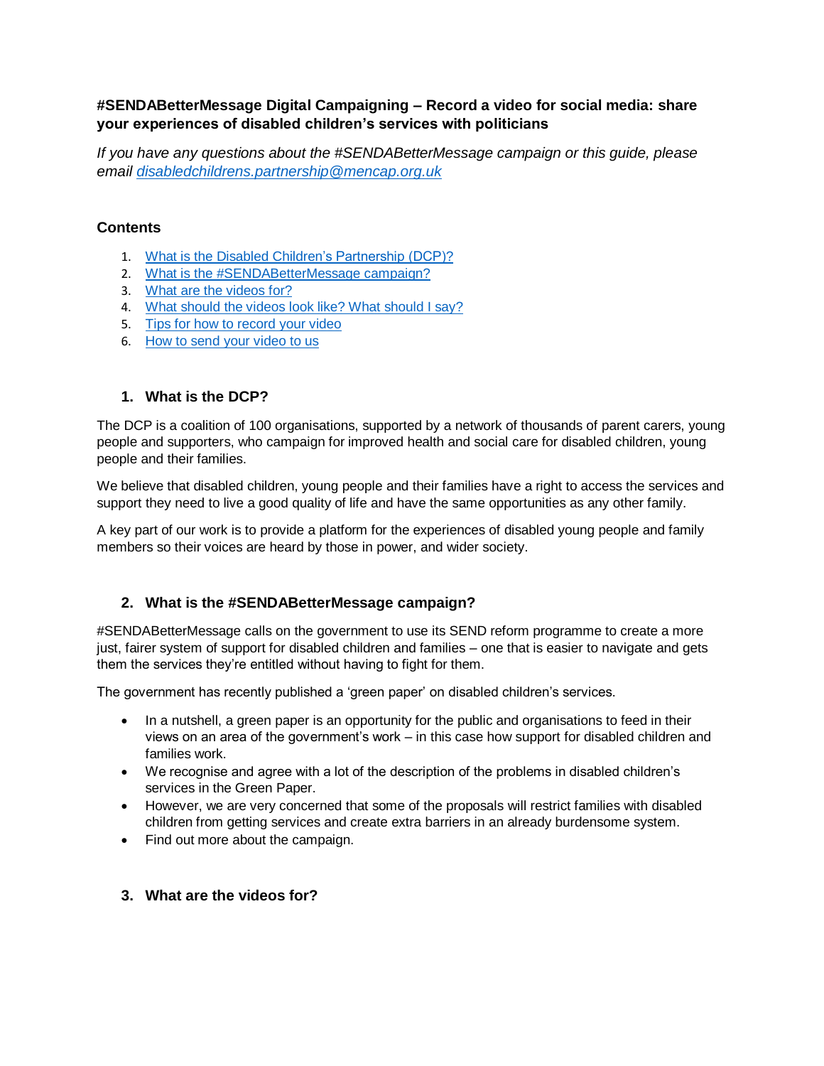**#SENDABetterMessage Digital Campaigning – Record a video for social media: share your experiences of disabled children's services with politicians**

*If you have any questions about the #SENDABetterMessage campaign or this guide, please email [disabledchildrens.partnership@mencap.org.uk](mailto:disabledchildrens.partnership@mencap.org.uk)*

### Contents

1. What is the Disabled Children's Partnership (DCP)?
2. What is the #SENDABetterMessage campaign?
3. What are the videos for?
4. What should the videos look like? What should I say?
5. Tips for how to record your video
6. How to send your video to us

## 1. What is the DCP?

The DCP is a coalition of 100 organisations, supported by a network of thousands of parent carers, young people and supporters, who campaign for improved health and social care for disabled children, young people and their families.

We believe that disabled children, young people and their families have a right to access the services and support they need to live a good quality of life and have the same opportunities as any other family.

A key part of our work is to provide a platform for the experiences of disabled young people and family members so their voices are heard by those in power, and wider society.

## 2. What is the #SENDABetterMessage campaign?

#SENDABetterMessage calls on the government to use its SEND reform programme to create a more just, fairer system of support for disabled children and families – one that is easier to navigate and gets them the services they're entitled without having to fight for them.

The government has recently published a 'green paper' on disabled children's services.

- In a nutshell, a green paper is an opportunity for the public and organisations to feed in their views on an area of the government's work – in this case how support for disabled children and families work.
- We recognise and agree with a lot of the description of the problems in disabled children's services in the Green Paper.
- However, we are very concerned that some of the proposals will restrict families with disabled children from getting services and create extra barriers in an already burdensome system.
- Find out more about the campaign.

## 3. What are the videos for?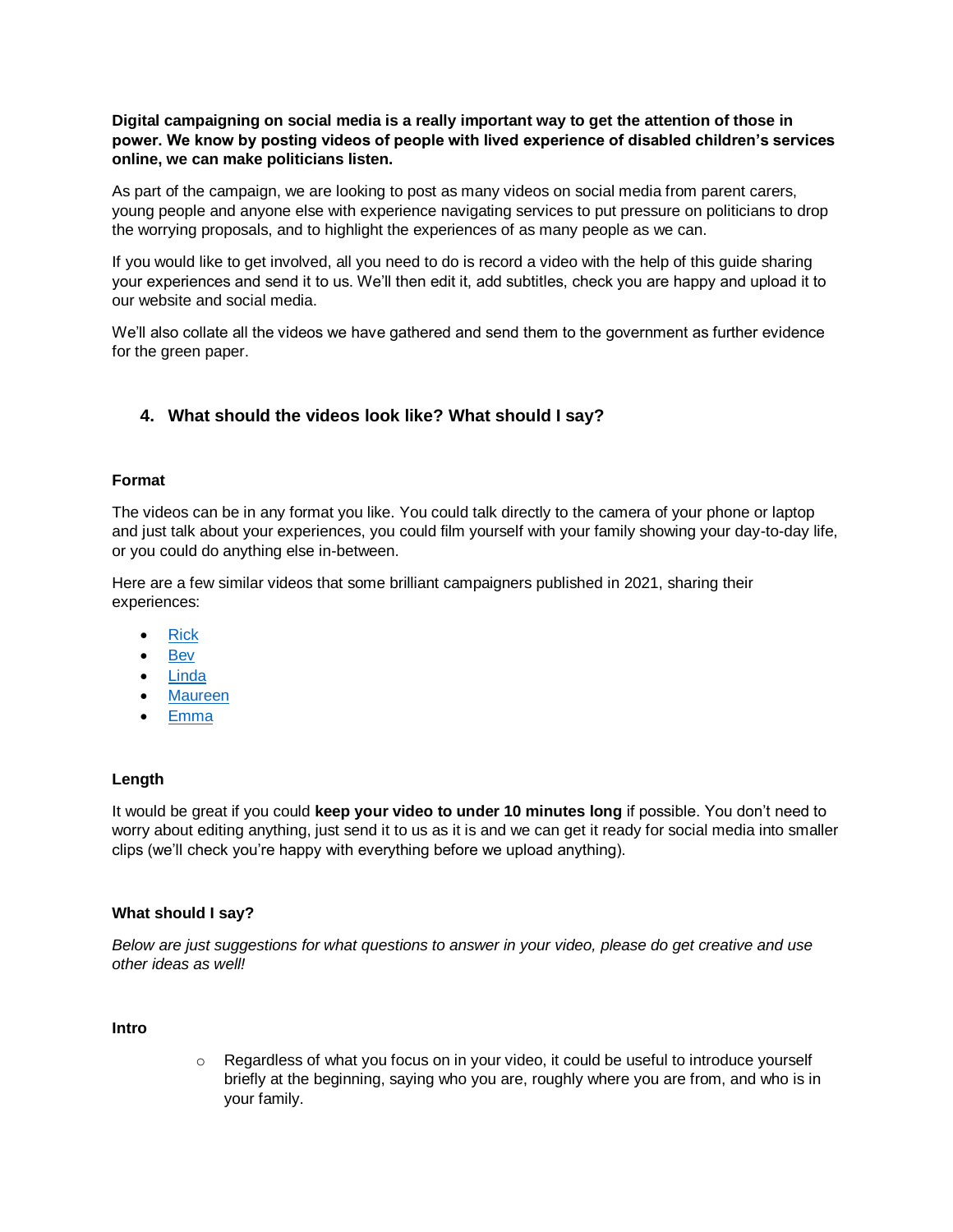**Digital campaigning on social media is a really important way to get the attention of those in power. We know by posting videos of people with lived experience of disabled children's services online, we can make politicians listen.**

As part of the campaign, we are looking to post as many videos on social media from parent carers, young people and anyone else with experience navigating services to put pressure on politicians to drop the worrying proposals, and to highlight the experiences of as many people as we can.

If you would like to get involved, all you need to do is record a video with the help of this guide sharing your experiences and send it to us. We'll then edit it, add subtitles, check you are happy and upload it to our website and social media.

We'll also collate all the videos we have gathered and send them to the government as further evidence for the green paper.

## 4. What should the videos look like? What should I say?

### Format

The videos can be in any format you like. You could talk directly to the camera of your phone or laptop and just talk about your experiences, you could film yourself with your family showing your day-to-day life, or you could do anything else in-between.

Here are a few similar videos that some brilliant campaigners published in 2021, sharing their experiences:

- Rick
- Bev
- Linda
- Maureen
- Emma

### Length

It would be great if you could **keep your video to under 10 minutes long** if possible. You don't need to worry about editing anything, just send it to us as it is and we can get it ready for social media into smaller clips (we'll check you're happy with everything before we upload anything).

### What should I say?

*Below are just suggestions for what questions to answer in your video, please do get creative and use other ideas as well!*

**Intro**

- Regardless of what you focus on in your video, it could be useful to introduce yourself briefly at the beginning, saying who you are, roughly where you are from, and who is in your family.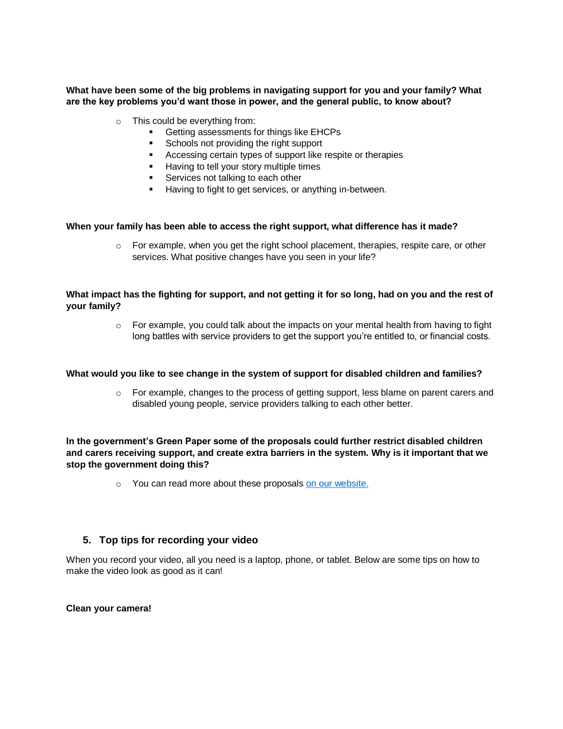**What have been some of the big problems in navigating support for you and your family? What are the key problems you'd want those in power, and the general public, to know about?**

- This could be everything from:
  - Getting assessments for things like EHCPs
  - Schools not providing the right support
  - Accessing certain types of support like respite or therapies
  - Having to tell your story multiple times
  - Services not talking to each other
  - Having to fight to get services, or anything in-between.

**When your family has been able to access the right support, what difference has it made?**

- For example, when you get the right school placement, therapies, respite care, or other services. What positive changes have you seen in your life?

**What impact has the fighting for support, and not getting it for so long, had on you and the rest of your family?**

- For example, you could talk about the impacts on your mental health from having to fight long battles with service providers to get the support you're entitled to, or financial costs.

**What would you like to see change in the system of support for disabled children and families?**

- For example, changes to the process of getting support, less blame on parent carers and disabled young people, service providers talking to each other better.

**In the government's Green Paper some of the proposals could further restrict disabled children and carers receiving support, and create extra barriers in the system. Why is it important that we stop the government doing this?**

- You can read more about these proposals on our website.

## 5. Top tips for recording your video

When you record your video, all you need is a laptop, phone, or tablet. Below are some tips on how to make the video look as good as it can!

**Clean your camera!**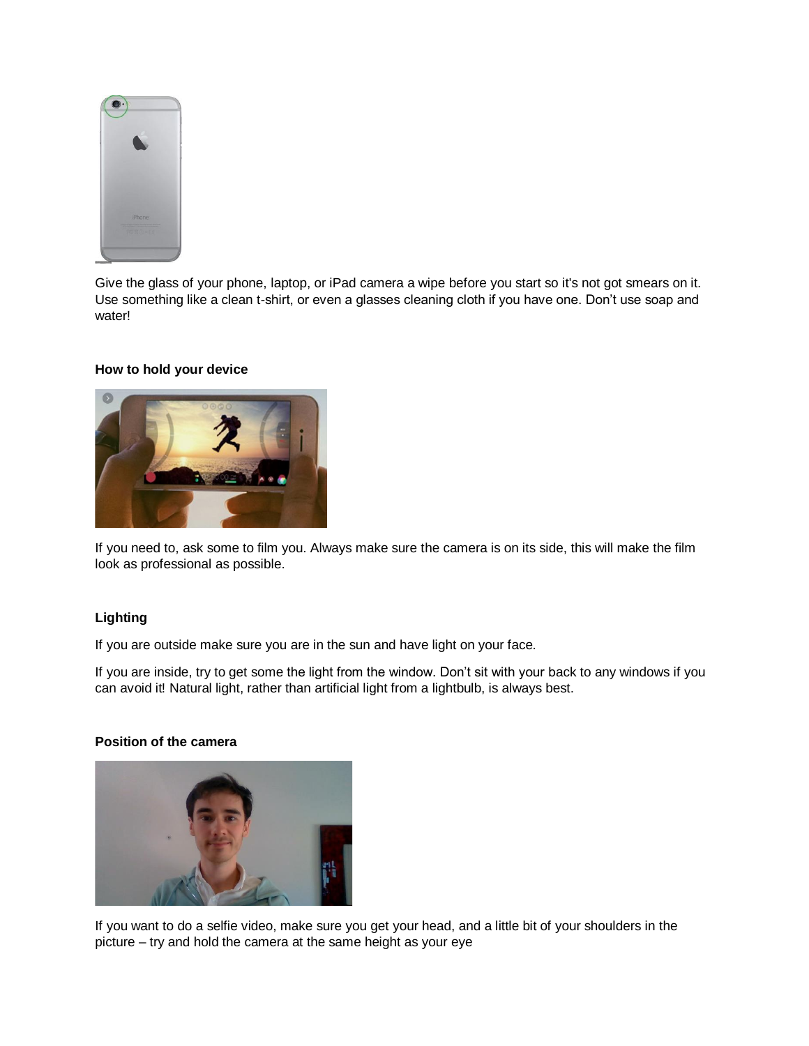Give the glass of your phone, laptop, or iPad camera a wipe before you start so it's not got smears on it. Use something like a clean t-shirt, or even a glasses cleaning cloth if you have one. Don't use soap and water!

**How to hold your device**

If you need to, ask some to film you. Always make sure the camera is on its side, this will make the film look as professional as possible.

**Lighting**

If you are outside make sure you are in the sun and have light on your face.

If you are inside, try to get some the light from the window. Don't sit with your back to any windows if you can avoid it! Natural light, rather than artificial light from a lightbulb, is always best.

**Position of the camera**

If you want to do a selfie video, make sure you get your head, and a little bit of your shoulders in the picture – try and hold the camera at the same height as your eye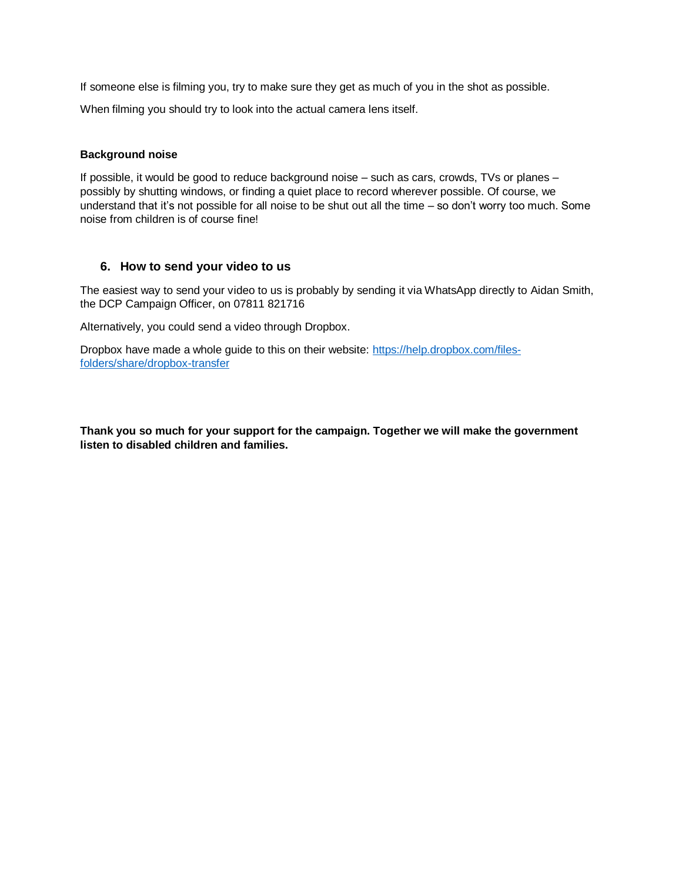If someone else is filming you, try to make sure they get as much of you in the shot as possible.

When filming you should try to look into the actual camera lens itself.

**Background noise**

If possible, it would be good to reduce background noise – such as cars, crowds, TVs or planes – possibly by shutting windows, or finding a quiet place to record wherever possible. Of course, we understand that it's not possible for all noise to be shut out all the time – so don't worry too much. Some noise from children is of course fine!

## 6. How to send your video to us

The easiest way to send your video to us is probably by sending it via WhatsApp directly to Aidan Smith, the DCP Campaign Officer, on 07811 821716

Alternatively, you could send a video through Dropbox.

Dropbox have made a whole guide to this on their website: [https://help.dropbox.com/files-folders/share/dropbox-transfer](https://help.dropbox.com/files-folders/share/dropbox-transfer)

**Thank you so much for your support for the campaign. Together we will make the government listen to disabled children and families.**